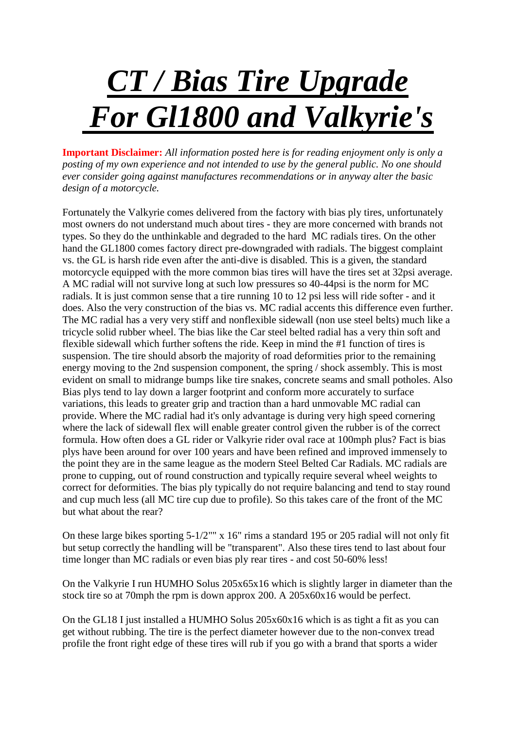# ***CT / Bias Tire Upgrade For Gl1800 and Valkyrie's***

**Important Disclaimer:** *All information posted here is for reading enjoyment only is only a posting of my own experience and not intended to use by the general public. No one should ever consider going against manufactures recommendations or in anyway alter the basic design of a motorcycle.*

Fortunately the Valkyrie comes delivered from the factory with bias ply tires, unfortunately most owners do not understand much about tires - they are more concerned with brands not types. So they do the unthinkable and degraded to the hard MC radials tires. On the other hand the GL1800 comes factory direct pre-downgraded with radials. The biggest complaint vs. the GL is harsh ride even after the anti-dive is disabled. This is a given, the standard motorcycle equipped with the more common bias tires will have the tires set at 32psi average. A MC radial will not survive long at such low pressures so 40-44psi is the norm for MC radials. It is just common sense that a tire running 10 to 12 psi less will ride softer - and it does. Also the very construction of the bias vs. MC radial accents this difference even further. The MC radial has a very very stiff and nonflexible sidewall (non use steel belts) much like a tricycle solid rubber wheel. The bias like the Car steel belted radial has a very thin soft and flexible sidewall which further softens the ride. Keep in mind the #1 function of tires is suspension. The tire should absorb the majority of road deformities prior to the remaining energy moving to the 2nd suspension component, the spring / shock assembly. This is most evident on small to midrange bumps like tire snakes, concrete seams and small potholes. Also Bias plys tend to lay down a larger footprint and conform more accurately to surface variations, this leads to greater grip and traction than a hard unmovable MC radial can provide. Where the MC radial had it's only advantage is during very high speed cornering where the lack of sidewall flex will enable greater control given the rubber is of the correct formula. How often does a GL rider or Valkyrie rider oval race at 100mph plus? Fact is bias plys have been around for over 100 years and have been refined and improved immensely to the point they are in the same league as the modern Steel Belted Car Radials. MC radials are prone to cupping, out of round construction and typically require several wheel weights to correct for deformities. The bias ply typically do not require balancing and tend to stay round and cup much less (all MC tire cup due to profile). So this takes care of the front of the MC but what about the rear?

On these large bikes sporting 5-1/2"" x 16" rims a standard 195 or 205 radial will not only fit but setup correctly the handling will be "transparent". Also these tires tend to last about four time longer than MC radials or even bias ply rear tires - and cost 50-60% less!

On the Valkyrie I run HUMHO Solus 205x65x16 which is slightly larger in diameter than the stock tire so at 70mph the rpm is down approx 200. A 205x60x16 would be perfect.

On the GL18 I just installed a HUMHO Solus 205x60x16 which is as tight a fit as you can get without rubbing. The tire is the perfect diameter however due to the non-convex tread profile the front right edge of these tires will rub if you go with a brand that sports a wider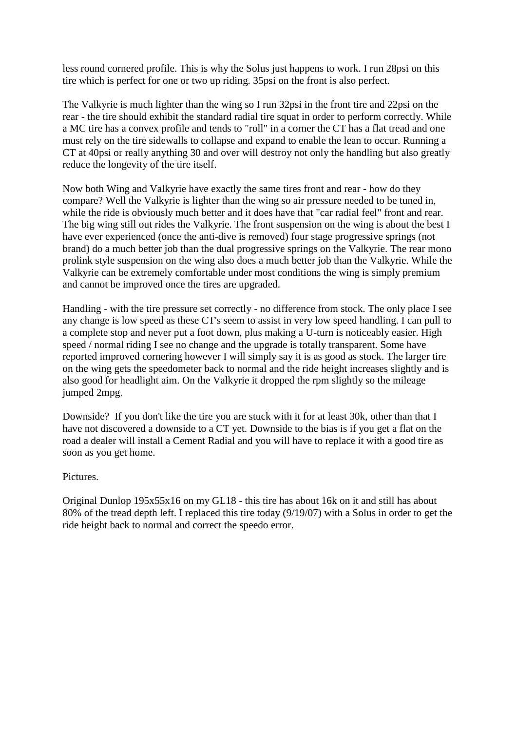less round cornered profile. This is why the Solus just happens to work. I run 28psi on this tire which is perfect for one or two up riding. 35psi on the front is also perfect.

The Valkyrie is much lighter than the wing so I run 32psi in the front tire and 22psi on the rear - the tire should exhibit the standard radial tire squat in order to perform correctly. While a MC tire has a convex profile and tends to "roll" in a corner the CT has a flat tread and one must rely on the tire sidewalls to collapse and expand to enable the lean to occur. Running a CT at 40psi or really anything 30 and over will destroy not only the handling but also greatly reduce the longevity of the tire itself.

Now both Wing and Valkyrie have exactly the same tires front and rear - how do they compare? Well the Valkyrie is lighter than the wing so air pressure needed to be tuned in, while the ride is obviously much better and it does have that "car radial feel" front and rear. The big wing still out rides the Valkyrie. The front suspension on the wing is about the best I have ever experienced (once the anti-dive is removed) four stage progressive springs (not brand) do a much better job than the dual progressive springs on the Valkyrie. The rear mono prolink style suspension on the wing also does a much better job than the Valkyrie. While the Valkyrie can be extremely comfortable under most conditions the wing is simply premium and cannot be improved once the tires are upgraded.

Handling - with the tire pressure set correctly - no difference from stock. The only place I see any change is low speed as these CT's seem to assist in very low speed handling. I can pull to a complete stop and never put a foot down, plus making a U-turn is noticeably easier. High speed / normal riding I see no change and the upgrade is totally transparent. Some have reported improved cornering however I will simply say it is as good as stock. The larger tire on the wing gets the speedometer back to normal and the ride height increases slightly and is also good for headlight aim. On the Valkyrie it dropped the rpm slightly so the mileage jumped 2mpg.

Downside? If you don't like the tire you are stuck with it for at least 30k, other than that I have not discovered a downside to a CT yet. Downside to the bias is if you get a flat on the road a dealer will install a Cement Radial and you will have to replace it with a good tire as soon as you get home.

Pictures.

Original Dunlop 195x55x16 on my GL18 - this tire has about 16k on it and still has about 80% of the tread depth left. I replaced this tire today (9/19/07) with a Solus in order to get the ride height back to normal and correct the speedo error.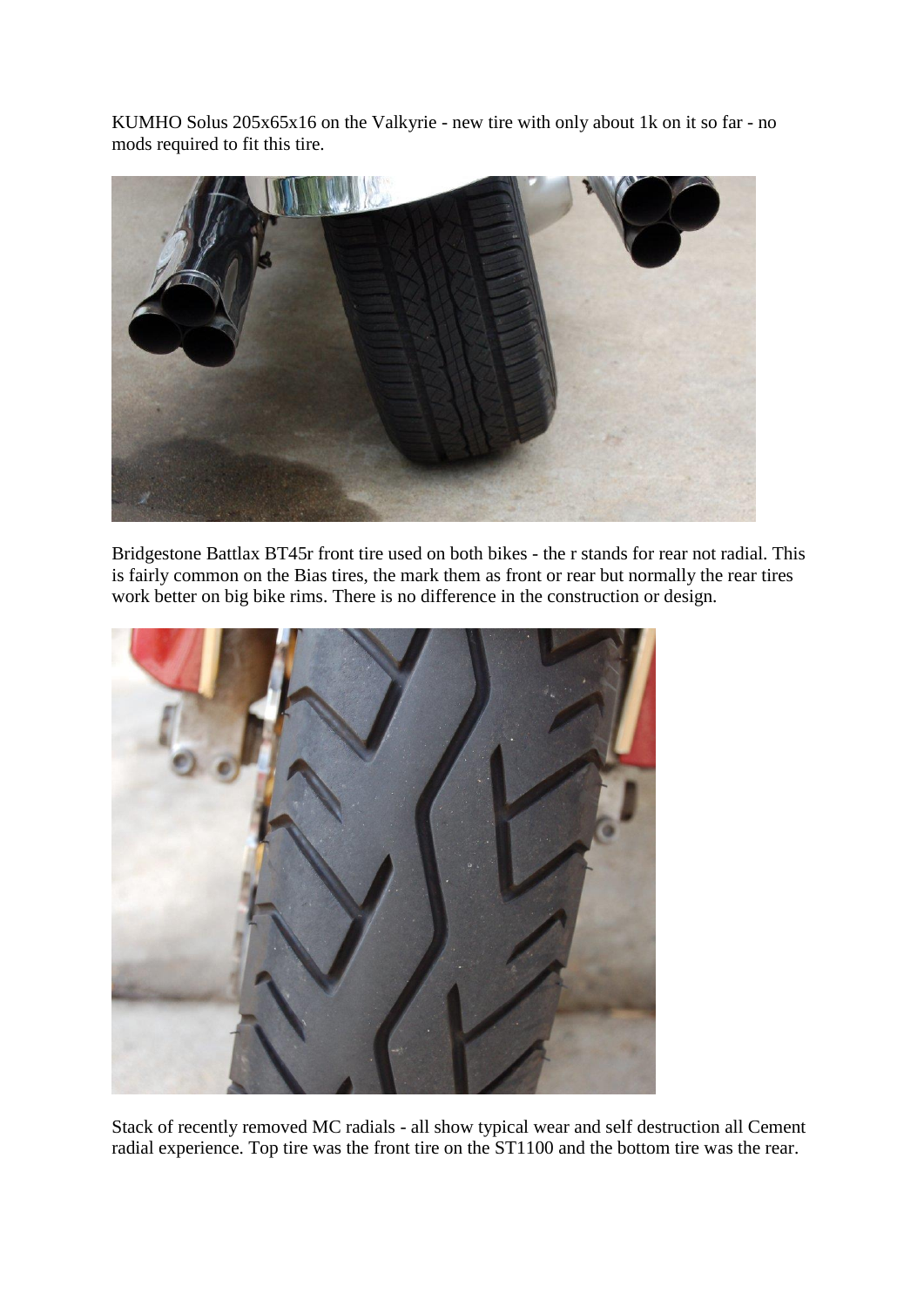KUMHO Solus 205x65x16 on the Valkyrie - new tire with only about 1k on it so far - no mods required to fit this tire.

Bridgestone Battlax BT45r front tire used on both bikes - the r stands for rear not radial. This is fairly common on the Bias tires, the mark them as front or rear but normally the rear tires work better on big bike rims. There is no difference in the construction or design.

Stack of recently removed MC radials - all show typical wear and self destruction all Cement radial experience. Top tire was the front tire on the ST1100 and the bottom tire was the rear.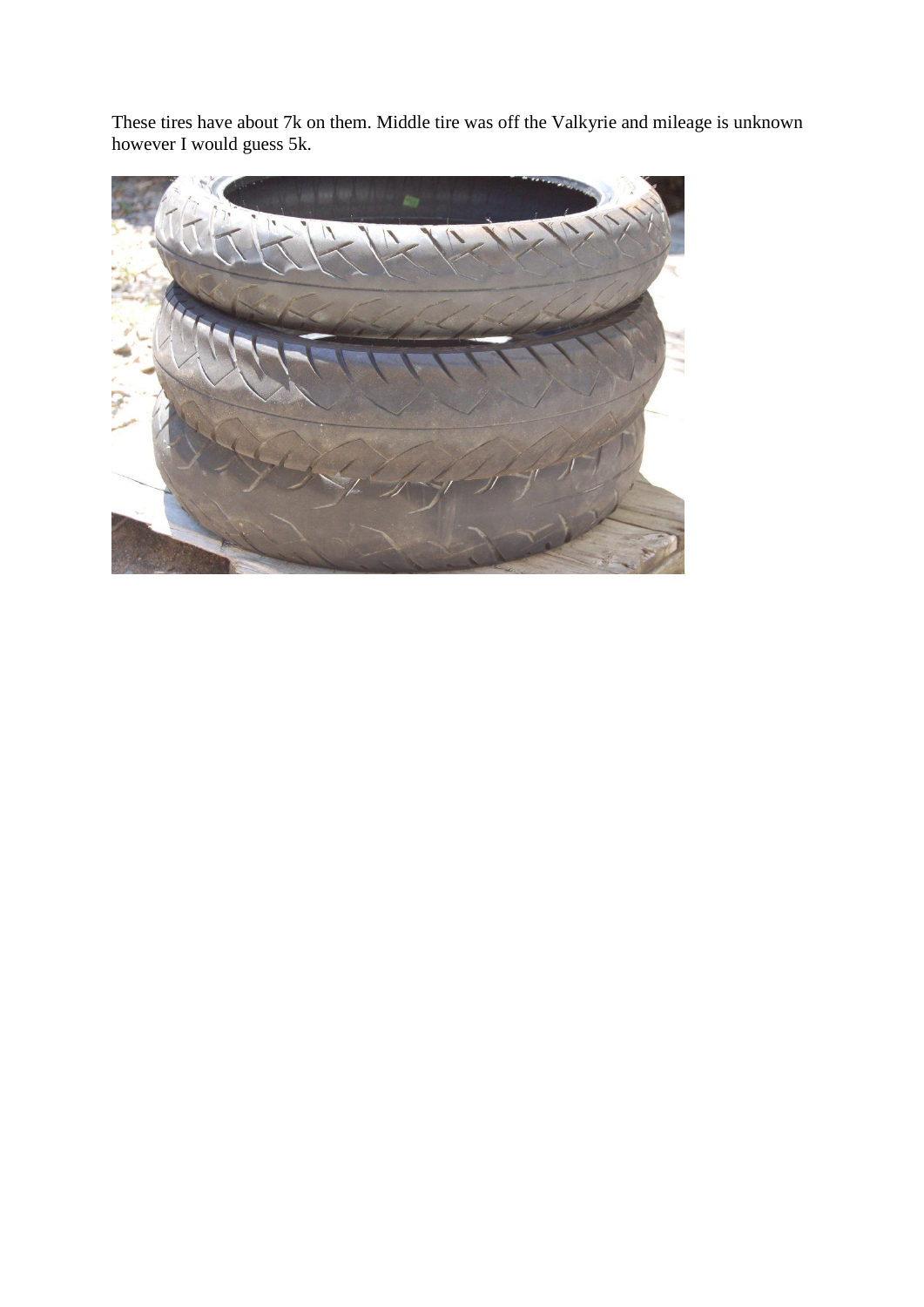These tires have about 7k on them. Middle tire was off the Valkyrie and mileage is unknown however I would guess 5k.